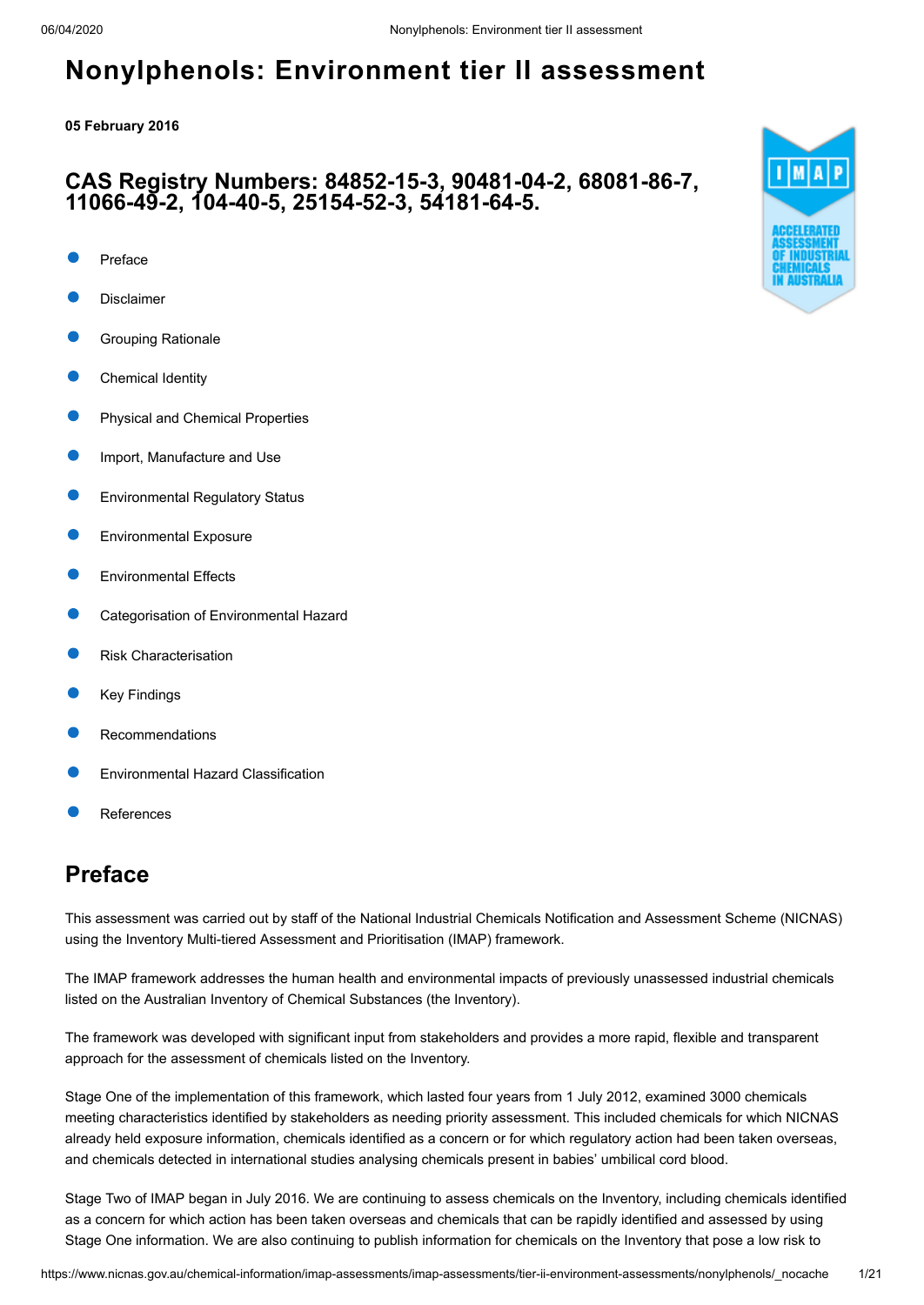# Nonylphenols: Environment tier II assessment

**05 February 2016**

## CAS Registry Numbers: 84852-15-3, 90481-04-2, 68081-86-7, 11066-49-2, 104-40-5, 25154-52-3, 54181-64-5.

- Preface
- Disclaimer
- Grouping Rationale
- Chemical Identity
- Physical and Chemical Properties
- Import, Manufacture and Use
- Environmental Regulatory Status
- Environmental Exposure
- Environmental Effects
- Categorisation of Environmental Hazard
- Risk Characterisation
- Key Findings
- Recommendations
- Environmental Hazard Classification
- References

## Preface

This assessment was carried out by staff of the National Industrial Chemicals Notification and Assessment Scheme (NICNAS) using the Inventory Multi-tiered Assessment and Prioritisation (IMAP) framework.

The IMAP framework addresses the human health and environmental impacts of previously unassessed industrial chemicals listed on the Australian Inventory of Chemical Substances (the Inventory).

The framework was developed with significant input from stakeholders and provides a more rapid, flexible and transparent approach for the assessment of chemicals listed on the Inventory.

Stage One of the implementation of this framework, which lasted four years from 1 July 2012, examined 3000 chemicals meeting characteristics identified by stakeholders as needing priority assessment. This included chemicals for which NICNAS already held exposure information, chemicals identified as a concern or for which regulatory action had been taken overseas, and chemicals detected in international studies analysing chemicals present in babies' umbilical cord blood.

Stage Two of IMAP began in July 2016. We are continuing to assess chemicals on the Inventory, including chemicals identified as a concern for which action has been taken overseas and chemicals that can be rapidly identified and assessed by using Stage One information. We are also continuing to publish information for chemicals on the Inventory that pose a low risk to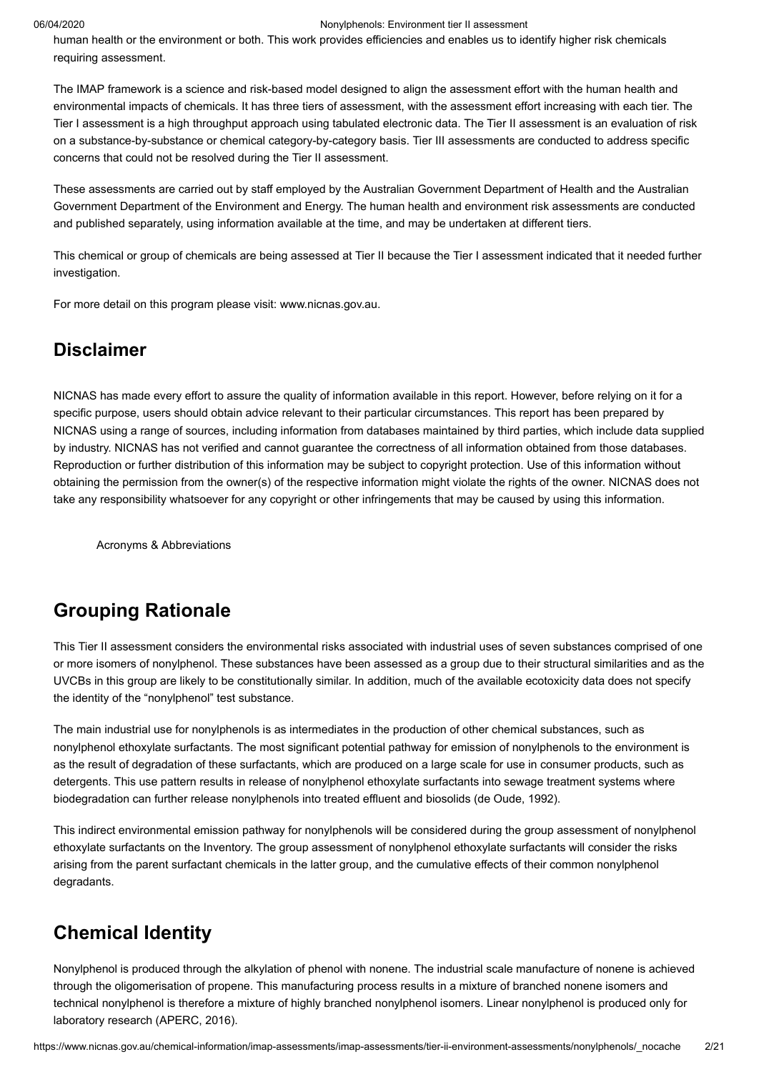human health or the environment or both. This work provides efficiencies and enables us to identify higher risk chemicals requiring assessment.

The IMAP framework is a science and risk-based model designed to align the assessment effort with the human health and environmental impacts of chemicals. It has three tiers of assessment, with the assessment effort increasing with each tier. The Tier I assessment is a high throughput approach using tabulated electronic data. The Tier II assessment is an evaluation of risk on a substance-by-substance or chemical category-by-category basis. Tier III assessments are conducted to address specific concerns that could not be resolved during the Tier II assessment.

These assessments are carried out by staff employed by the Australian Government Department of Health and the Australian Government Department of the Environment and Energy. The human health and environment risk assessments are conducted and published separately, using information available at the time, and may be undertaken at different tiers.

This chemical or group of chemicals are being assessed at Tier II because the Tier I assessment indicated that it needed further investigation.

For more detail on this program please visit: www.nicnas.gov.au.

## Disclaimer

NICNAS has made every effort to assure the quality of information available in this report. However, before relying on it for a specific purpose, users should obtain advice relevant to their particular circumstances. This report has been prepared by NICNAS using a range of sources, including information from databases maintained by third parties, which include data supplied by industry. NICNAS has not verified and cannot guarantee the correctness of all information obtained from those databases. Reproduction or further distribution of this information may be subject to copyright protection. Use of this information without obtaining the permission from the owner(s) of the respective information might violate the rights of the owner. NICNAS does not take any responsibility whatsoever for any copyright or other infringements that may be caused by using this information.

Acronyms & Abbreviations

## Grouping Rationale

This Tier II assessment considers the environmental risks associated with industrial uses of seven substances comprised of one or more isomers of nonylphenol. These substances have been assessed as a group due to their structural similarities and as the UVCBs in this group are likely to be constitutionally similar. In addition, much of the available ecotoxicity data does not specify the identity of the "nonylphenol" test substance.

The main industrial use for nonylphenols is as intermediates in the production of other chemical substances, such as nonylphenol ethoxylate surfactants. The most significant potential pathway for emission of nonylphenols to the environment is as the result of degradation of these surfactants, which are produced on a large scale for use in consumer products, such as detergents. This use pattern results in release of nonylphenol ethoxylate surfactants into sewage treatment systems where biodegradation can further release nonylphenols into treated effluent and biosolids (de Oude, 1992).

This indirect environmental emission pathway for nonylphenols will be considered during the group assessment of nonylphenol ethoxylate surfactants on the Inventory. The group assessment of nonylphenol ethoxylate surfactants will consider the risks arising from the parent surfactant chemicals in the latter group, and the cumulative effects of their common nonylphenol degradants.

## Chemical Identity

Nonylphenol is produced through the alkylation of phenol with nonene. The industrial scale manufacture of nonene is achieved through the oligomerisation of propene. This manufacturing process results in a mixture of branched nonene isomers and technical nonylphenol is therefore a mixture of highly branched nonylphenol isomers. Linear nonylphenol is produced only for laboratory research (APERC, 2016).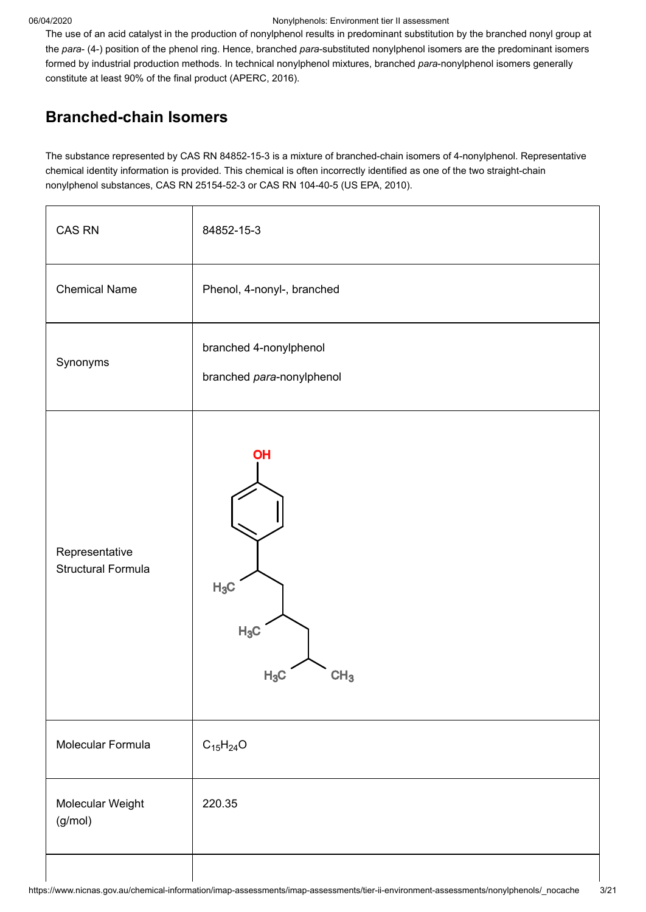The use of an acid catalyst in the production of nonylphenol results in predominant substitution by the branched nonyl group at the *para*- (4-) position of the phenol ring. Hence, branched *para*-substituted nonylphenol isomers are the predominant isomers formed by industrial production methods. In technical nonylphenol mixtures, branched *para*-nonylphenol isomers generally constitute at least 90% of the final product (APERC, 2016).

## Branched-chain Isomers

The substance represented by CAS RN 84852-15-3 is a mixture of branched-chain isomers of 4-nonylphenol. Representative chemical identity information is provided. This chemical is often incorrectly identified as one of the two straight-chain nonylphenol substances, CAS RN 25154-52-3 or CAS RN 104-40-5 (US EPA, 2010).

| | |
|---|---|
| CAS RN | 84852-15-3 |
| Chemical Name | Phenol, 4-nonyl-, branched |
| Synonyms | branched 4-nonylphenol<br>branched *para*-nonylphenol |
| Representative Structural Formula | |
| Molecular Formula | $C_{15}H_{24}O$ |
| Molecular Weight (g/mol) | 220.35 |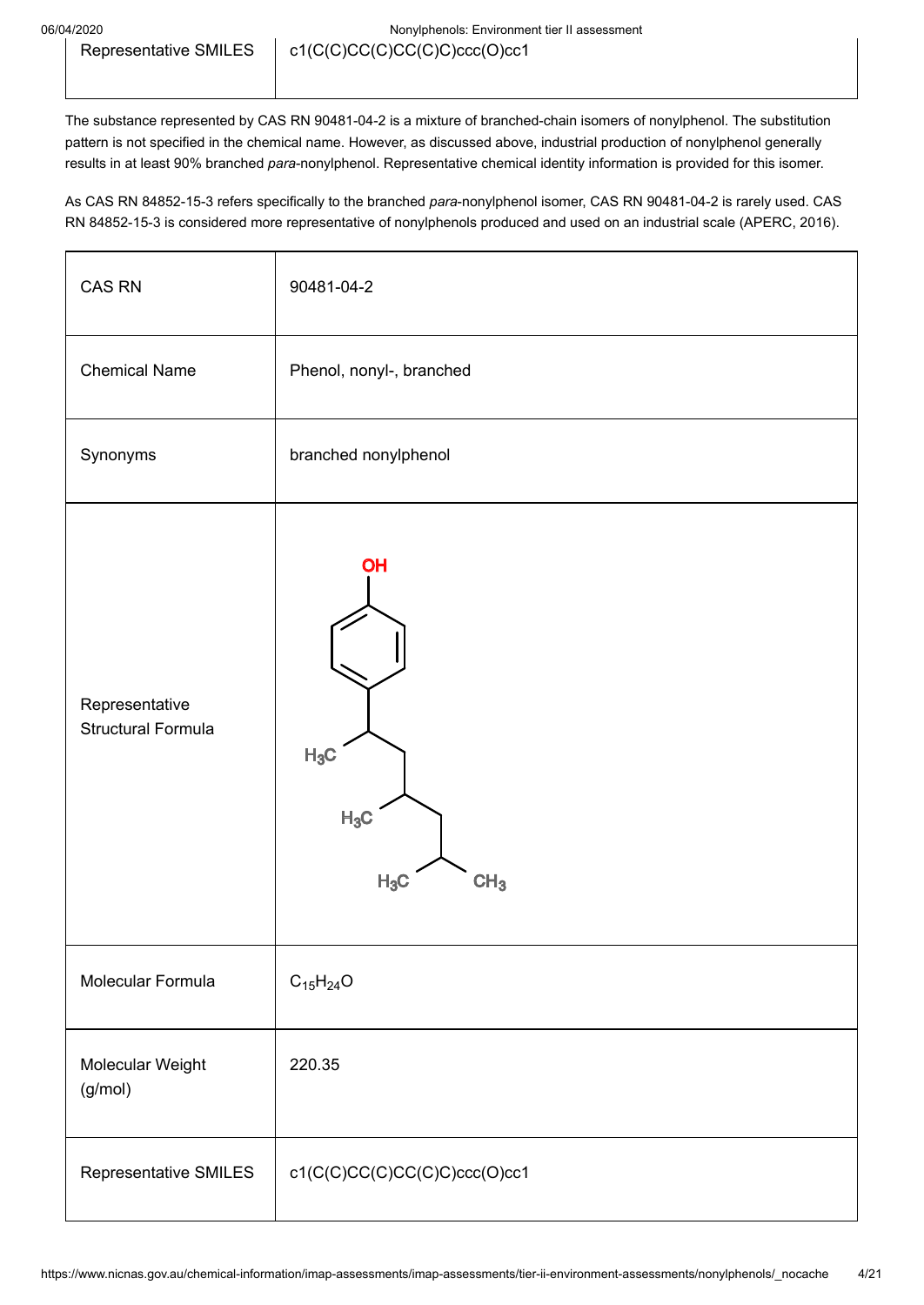| Representative SMILES | c1(C(C)CC(C)CC(C)C)ccc(O)cc1 |
|---|---|

The substance represented by CAS RN 90481-04-2 is a mixture of branched-chain isomers of nonylphenol. The substitution pattern is not specified in the chemical name. However, as discussed above, industrial production of nonylphenol generally results in at least 90% branched *para*-nonylphenol. Representative chemical identity information is provided for this isomer.

As CAS RN 84852-15-3 refers specifically to the branched *para*-nonylphenol isomer, CAS RN 90481-04-2 is rarely used. CAS RN 84852-15-3 is considered more representative of nonylphenols produced and used on an industrial scale (APERC, 2016).

| CAS RN | 90481-04-2 |
|---|---|
| Chemical Name | Phenol, nonyl-, branched |
| Synonyms | branched nonylphenol |
| Representative Structural Formula | |
| Molecular Formula | $C_{15}H_{24}O$ |
| Molecular Weight (g/mol) | 220.35 |
| Representative SMILES | c1(C(C)CC(C)CC(C)C)ccc(O)cc1 |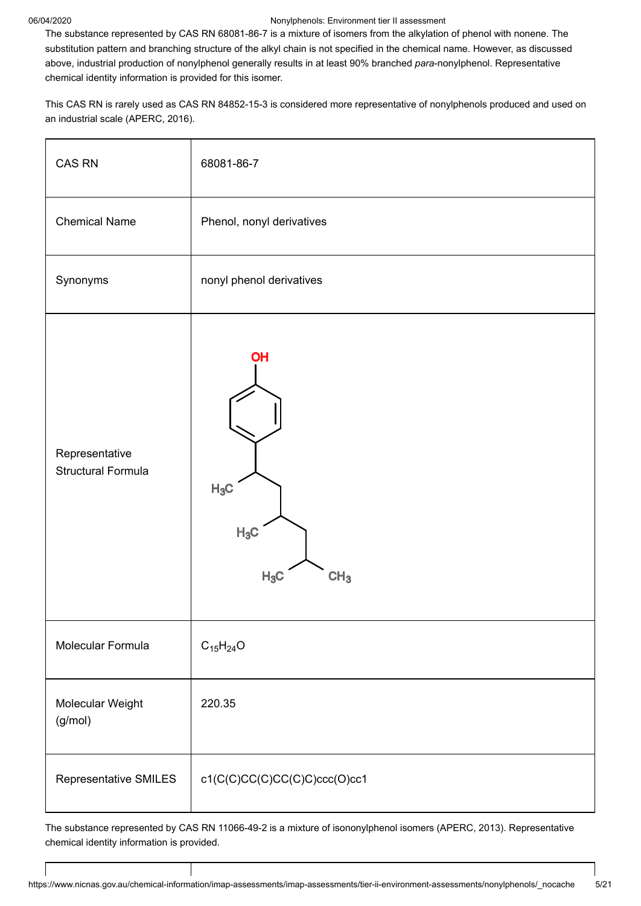The substance represented by CAS RN 68081-86-7 is a mixture of isomers from the alkylation of phenol with nonene. The substitution pattern and branching structure of the alkyl chain is not specified in the chemical name. However, as discussed above, industrial production of nonylphenol generally results in at least 90% branched *para*-nonylphenol. Representative chemical identity information is provided for this isomer.

This CAS RN is rarely used as CAS RN 84852-15-3 is considered more representative of nonylphenols produced and used on an industrial scale (APERC, 2016).

| CAS RN | 68081-86-7 |
| --- | --- |
| Chemical Name | Phenol, nonyl derivatives |
| Synonyms | nonyl phenol derivatives |
| Representative Structural Formula | |
| Molecular Formula | $C_{15}H_{24}O$ |
| Molecular Weight (g/mol) | 220.35 |
| Representative SMILES | c1(C(C)CC(C)CC(C)C)ccc(O)cc1 |

The substance represented by CAS RN 11066-49-2 is a mixture of isononylphenol isomers (APERC, 2013). Representative chemical identity information is provided.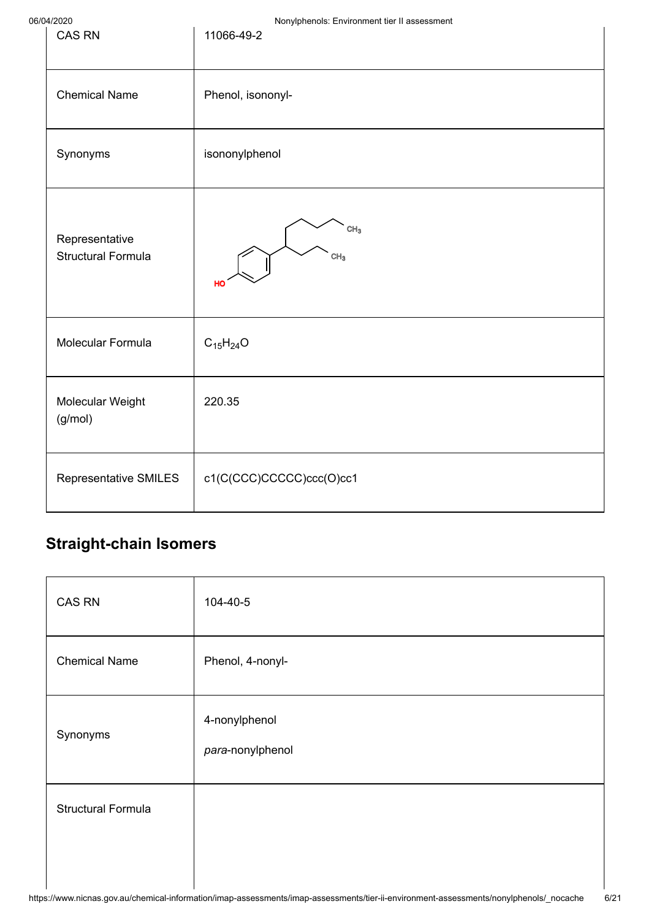| | |
|---|---|
| CAS RN | 11066-49-2 |
| Chemical Name | Phenol, isononyl- |
| Synonyms | isononylphenol |
| Representative Structural Formula | |
| Molecular Formula | $C_{15}H_{24}O$ |
| Molecular Weight (g/mol) | 220.35 |
| Representative SMILES | c1(C(CCC)CCCCC)ccc(O)cc1 |

## Straight-chain Isomers

| | |
|---|---|
| CAS RN | 104-40-5 |
| Chemical Name | Phenol, 4-nonyl- |
| Synonyms | 4-nonylphenol<br>*para*-nonylphenol |
| Structural Formula | |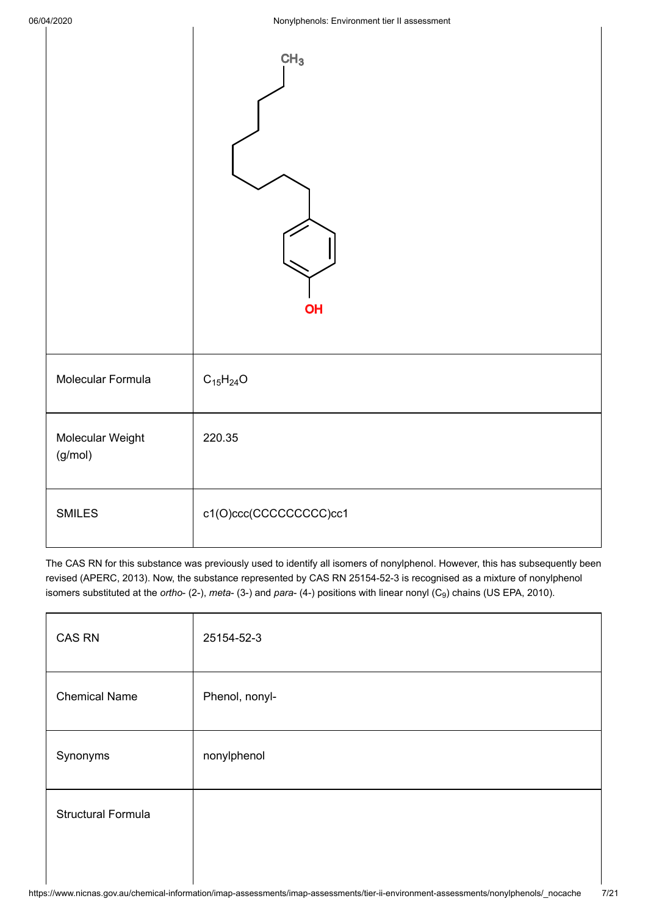| | |
|---|---|
| Molecular Formula | $C_{15}H_{24}O$ |
| Molecular Weight (g/mol) | 220.35 |
| SMILES | c1(O)ccc(CCCCCCCCC)cc1 |

The CAS RN for this substance was previously used to identify all isomers of nonylphenol. However, this has subsequently been revised (APERC, 2013). Now, the substance represented by CAS RN 25154-52-3 is recognised as a mixture of nonylphenol isomers substituted at the *ortho*- (2-), *meta*- (3-) and *para*- (4-) positions with linear nonyl ($C_9$) chains (US EPA, 2010).

| | |
|---|---|
| CAS RN | 25154-52-3 |
| Chemical Name | Phenol, nonyl- |
| Synonyms | nonylphenol |
| Structural Formula | |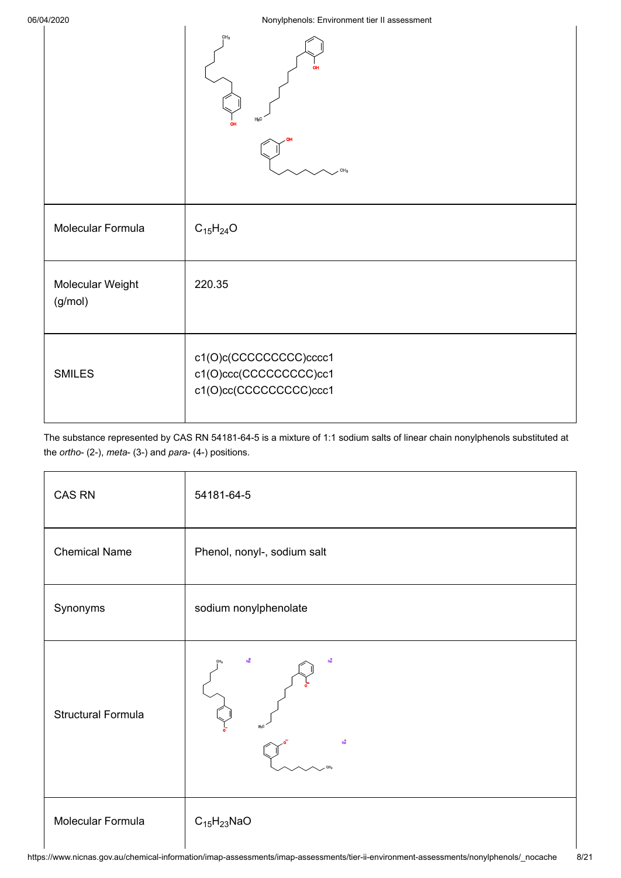|  |  |
| --- | --- |
| Molecular Formula | $C_{15}H_{24}O$ |
| Molecular Weight (g/mol) | 220.35 |
| SMILES | c1(O)c(CCCCCCCCC)cccc1<br>c1(O)ccc(CCCCCCCCC)cc1<br>c1(O)cc(CCCCCCCCC)ccc1 |

The substance represented by CAS RN 54181-64-5 is a mixture of 1:1 sodium salts of linear chain nonylphenols substituted at the *ortho*- (2-), *meta*- (3-) and *para*- (4-) positions.

|  |  |
| --- | --- |
| CAS RN | 54181-64-5 |
| Chemical Name | Phenol, nonyl-, sodium salt |
| Synonyms | sodium nonylphenolate |
| Structural Formula |  |
| Molecular Formula | $C_{15}H_{23}NaO$ |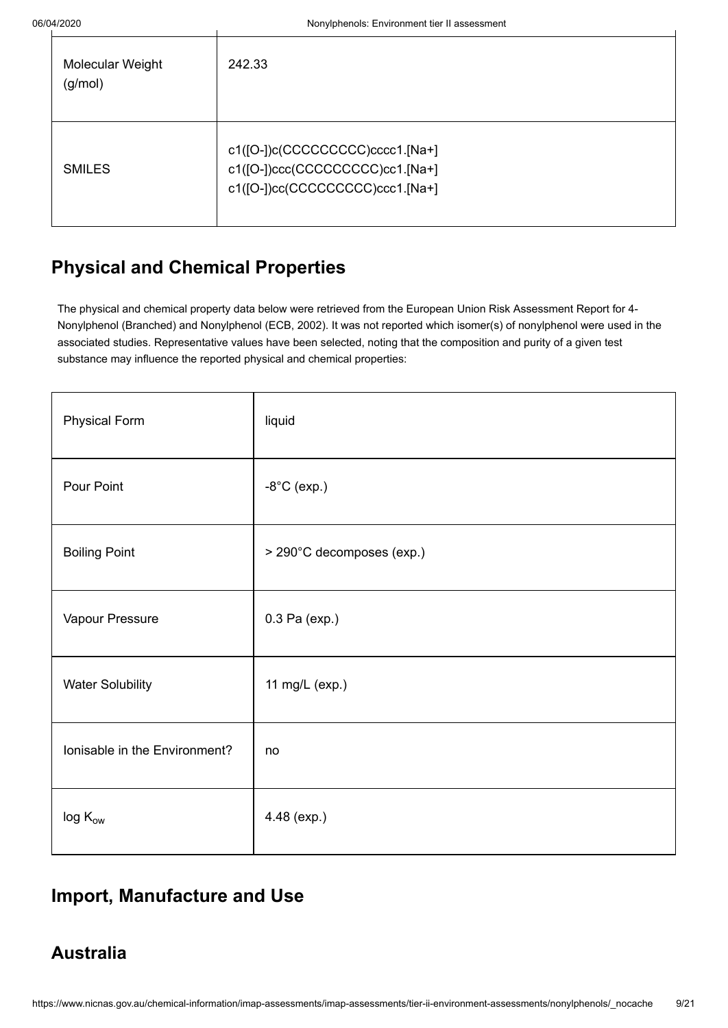| Molecular Weight (g/mol) | 242.33 |
| --- | --- |
| SMILES | c1([O-])c(CCCCCCCCC)cccc1.[Na+]<br>c1([O-])ccc(CCCCCCCCC)cc1.[Na+]<br>c1([O-])cc(CCCCCCCCC)ccc1.[Na+] |

## Physical and Chemical Properties

The physical and chemical property data below were retrieved from the European Union Risk Assessment Report for 4-Nonylphenol (Branched) and Nonylphenol (ECB, 2002). It was not reported which isomer(s) of nonylphenol were used in the associated studies. Representative values have been selected, noting that the composition and purity of a given test substance may influence the reported physical and chemical properties:

| Physical Form | liquid |
| --- | --- |
| Pour Point | -8°C (exp.) |
| Boiling Point | > 290°C decomposes (exp.) |
| Vapour Pressure | 0.3 Pa (exp.) |
| Water Solubility | 11 mg/L (exp.) |
| Ionisable in the Environment? | no |
| log $K_{ow}$ | 4.48 (exp.) |

## Import, Manufacture and Use

## Australia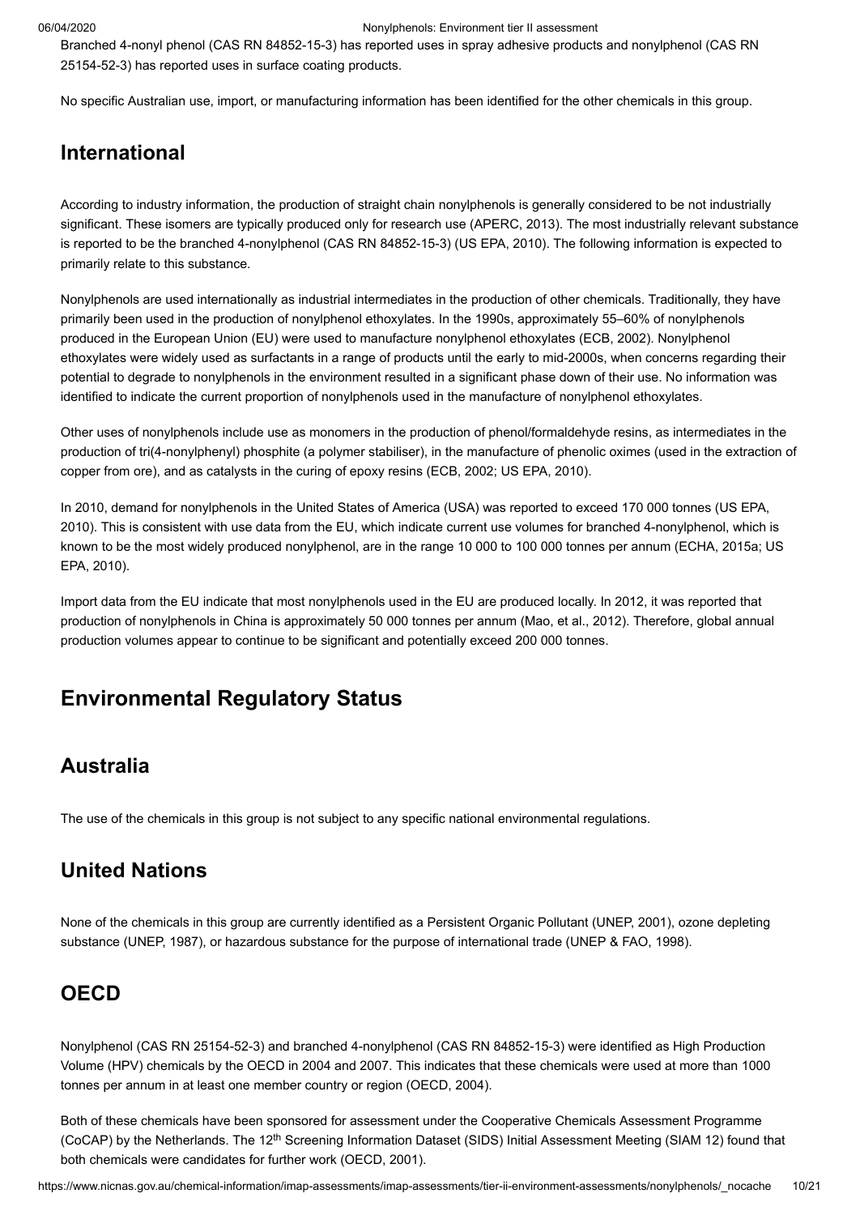Branched 4-nonyl phenol (CAS RN 84852-15-3) has reported uses in spray adhesive products and nonylphenol (CAS RN 25154-52-3) has reported uses in surface coating products.

No specific Australian use, import, or manufacturing information has been identified for the other chemicals in this group.

## International

According to industry information, the production of straight chain nonylphenols is generally considered to be not industrially significant. These isomers are typically produced only for research use (APERC, 2013). The most industrially relevant substance is reported to be the branched 4-nonylphenol (CAS RN 84852-15-3) (US EPA, 2010). The following information is expected to primarily relate to this substance.

Nonylphenols are used internationally as industrial intermediates in the production of other chemicals. Traditionally, they have primarily been used in the production of nonylphenol ethoxylates. In the 1990s, approximately 55–60% of nonylphenols produced in the European Union (EU) were used to manufacture nonylphenol ethoxylates (ECB, 2002). Nonylphenol ethoxylates were widely used as surfactants in a range of products until the early to mid-2000s, when concerns regarding their potential to degrade to nonylphenols in the environment resulted in a significant phase down of their use. No information was identified to indicate the current proportion of nonylphenols used in the manufacture of nonylphenol ethoxylates.

Other uses of nonylphenols include use as monomers in the production of phenol/formaldehyde resins, as intermediates in the production of tri(4-nonylphenyl) phosphite (a polymer stabiliser), in the manufacture of phenolic oximes (used in the extraction of copper from ore), and as catalysts in the curing of epoxy resins (ECB, 2002; US EPA, 2010).

In 2010, demand for nonylphenols in the United States of America (USA) was reported to exceed 170 000 tonnes (US EPA, 2010). This is consistent with use data from the EU, which indicate current use volumes for branched 4-nonylphenol, which is known to be the most widely produced nonylphenol, are in the range 10 000 to 100 000 tonnes per annum (ECHA, 2015a; US EPA, 2010).

Import data from the EU indicate that most nonylphenols used in the EU are produced locally. In 2012, it was reported that production of nonylphenols in China is approximately 50 000 tonnes per annum (Mao, et al., 2012). Therefore, global annual production volumes appear to continue to be significant and potentially exceed 200 000 tonnes.

# Environmental Regulatory Status

## Australia

The use of the chemicals in this group is not subject to any specific national environmental regulations.

## United Nations

None of the chemicals in this group are currently identified as a Persistent Organic Pollutant (UNEP, 2001), ozone depleting substance (UNEP, 1987), or hazardous substance for the purpose of international trade (UNEP & FAO, 1998).

## OECD

Nonylphenol (CAS RN 25154-52-3) and branched 4-nonylphenol (CAS RN 84852-15-3) were identified as High Production Volume (HPV) chemicals by the OECD in 2004 and 2007. This indicates that these chemicals were used at more than 1000 tonnes per annum in at least one member country or region (OECD, 2004).

Both of these chemicals have been sponsored for assessment under the Cooperative Chemicals Assessment Programme (CoCAP) by the Netherlands. The 12th Screening Information Dataset (SIDS) Initial Assessment Meeting (SIAM 12) found that both chemicals were candidates for further work (OECD, 2001).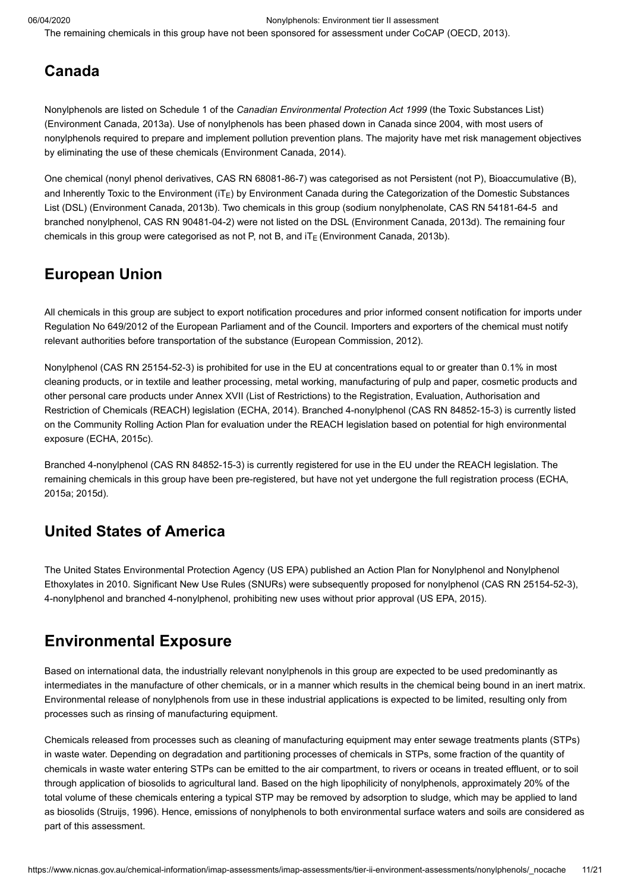The remaining chemicals in this group have not been sponsored for assessment under CoCAP (OECD, 2013).

## Canada

Nonylphenols are listed on Schedule 1 of the *Canadian Environmental Protection Act 1999* (the Toxic Substances List) (Environment Canada, 2013a). Use of nonylphenols has been phased down in Canada since 2004, with most users of nonylphenols required to prepare and implement pollution prevention plans. The majority have met risk management objectives by eliminating the use of these chemicals (Environment Canada, 2014).

One chemical (nonyl phenol derivatives, CAS RN 68081-86-7) was categorised as not Persistent (not P), Bioaccumulative (B), and Inherently Toxic to the Environment ($iT_E$) by Environment Canada during the Categorization of the Domestic Substances List (DSL) (Environment Canada, 2013b). Two chemicals in this group (sodium nonylphenolate, CAS RN 54181-64-5 and branched nonylphenol, CAS RN 90481-04-2) were not listed on the DSL (Environment Canada, 2013d). The remaining four chemicals in this group were categorised as not P, not B, and $iT_E$ (Environment Canada, 2013b).

## European Union

All chemicals in this group are subject to export notification procedures and prior informed consent notification for imports under Regulation No 649/2012 of the European Parliament and of the Council. Importers and exporters of the chemical must notify relevant authorities before transportation of the substance (European Commission, 2012).

Nonylphenol (CAS RN 25154-52-3) is prohibited for use in the EU at concentrations equal to or greater than 0.1% in most cleaning products, or in textile and leather processing, metal working, manufacturing of pulp and paper, cosmetic products and other personal care products under Annex XVII (List of Restrictions) to the Registration, Evaluation, Authorisation and Restriction of Chemicals (REACH) legislation (ECHA, 2014). Branched 4-nonylphenol (CAS RN 84852-15-3) is currently listed on the Community Rolling Action Plan for evaluation under the REACH legislation based on potential for high environmental exposure (ECHA, 2015c).

Branched 4-nonylphenol (CAS RN 84852-15-3) is currently registered for use in the EU under the REACH legislation. The remaining chemicals in this group have been pre-registered, but have not yet undergone the full registration process (ECHA, 2015a; 2015d).

## United States of America

The United States Environmental Protection Agency (US EPA) published an Action Plan for Nonylphenol and Nonylphenol Ethoxylates in 2010. Significant New Use Rules (SNURs) were subsequently proposed for nonylphenol (CAS RN 25154-52-3), 4-nonylphenol and branched 4-nonylphenol, prohibiting new uses without prior approval (US EPA, 2015).

## Environmental Exposure

Based on international data, the industrially relevant nonylphenols in this group are expected to be used predominantly as intermediates in the manufacture of other chemicals, or in a manner which results in the chemical being bound in an inert matrix. Environmental release of nonylphenols from use in these industrial applications is expected to be limited, resulting only from processes such as rinsing of manufacturing equipment.

Chemicals released from processes such as cleaning of manufacturing equipment may enter sewage treatments plants (STPs) in waste water. Depending on degradation and partitioning processes of chemicals in STPs, some fraction of the quantity of chemicals in waste water entering STPs can be emitted to the air compartment, to rivers or oceans in treated effluent, or to soil through application of biosolids to agricultural land. Based on the high lipophilicity of nonylphenols, approximately 20% of the total volume of these chemicals entering a typical STP may be removed by adsorption to sludge, which may be applied to land as biosolids (Struijs, 1996). Hence, emissions of nonylphenols to both environmental surface waters and soils are considered as part of this assessment.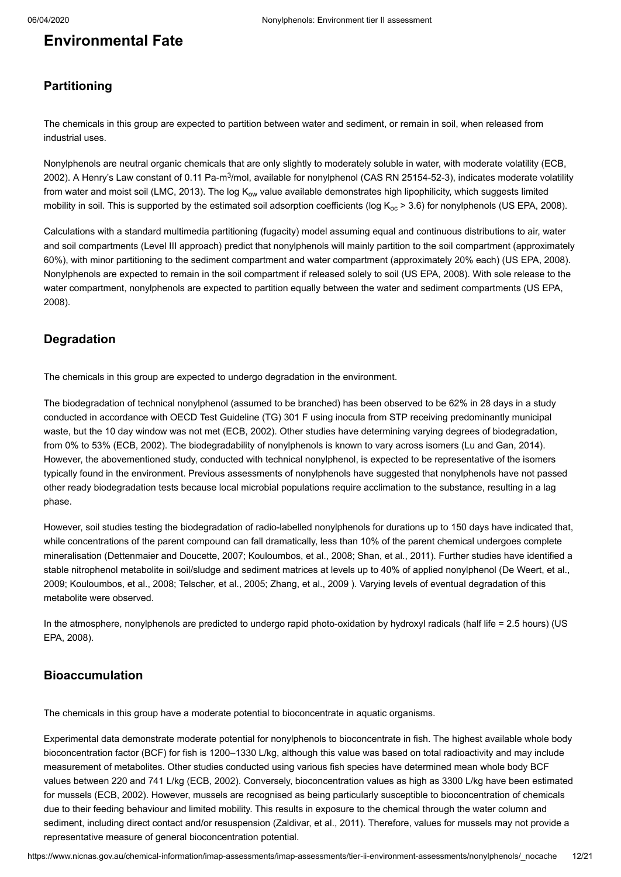# Environmental Fate

## Partitioning

The chemicals in this group are expected to partition between water and sediment, or remain in soil, when released from industrial uses.

Nonylphenols are neutral organic chemicals that are only slightly to moderately soluble in water, with moderate volatility (ECB, 2002). A Henry's Law constant of 0.11 Pa-$m^3$/mol, available for nonylphenol (CAS RN 25154-52-3), indicates moderate volatility from water and moist soil (LMC, 2013). The log $K_{ow}$ value available demonstrates high lipophilicity, which suggests limited mobility in soil. This is supported by the estimated soil adsorption coefficients (log $K_{oc}$ > 3.6) for nonylphenols (US EPA, 2008).

Calculations with a standard multimedia partitioning (fugacity) model assuming equal and continuous distributions to air, water and soil compartments (Level III approach) predict that nonylphenols will mainly partition to the soil compartment (approximately 60%), with minor partitioning to the sediment compartment and water compartment (approximately 20% each) (US EPA, 2008). Nonylphenols are expected to remain in the soil compartment if released solely to soil (US EPA, 2008). With sole release to the water compartment, nonylphenols are expected to partition equally between the water and sediment compartments (US EPA, 2008).

## Degradation

The chemicals in this group are expected to undergo degradation in the environment.

The biodegradation of technical nonylphenol (assumed to be branched) has been observed to be 62% in 28 days in a study conducted in accordance with OECD Test Guideline (TG) 301 F using inocula from STP receiving predominantly municipal waste, but the 10 day window was not met (ECB, 2002). Other studies have determining varying degrees of biodegradation, from 0% to 53% (ECB, 2002). The biodegradability of nonylphenols is known to vary across isomers (Lu and Gan, 2014). However, the abovementioned study, conducted with technical nonylphenol, is expected to be representative of the isomers typically found in the environment. Previous assessments of nonylphenols have suggested that nonylphenols have not passed other ready biodegradation tests because local microbial populations require acclimation to the substance, resulting in a lag phase.

However, soil studies testing the biodegradation of radio-labelled nonylphenols for durations up to 150 days have indicated that, while concentrations of the parent compound can fall dramatically, less than 10% of the parent chemical undergoes complete mineralisation (Dettenmaier and Doucette, 2007; Kouloumbos, et al., 2008; Shan, et al., 2011). Further studies have identified a stable nitrophenol metabolite in soil/sludge and sediment matrices at levels up to 40% of applied nonylphenol (De Weert, et al., 2009; Kouloumbos, et al., 2008; Telscher, et al., 2005; Zhang, et al., 2009 ). Varying levels of eventual degradation of this metabolite were observed.

In the atmosphere, nonylphenols are predicted to undergo rapid photo-oxidation by hydroxyl radicals (half life = 2.5 hours) (US EPA, 2008).

## Bioaccumulation

The chemicals in this group have a moderate potential to bioconcentrate in aquatic organisms.

Experimental data demonstrate moderate potential for nonylphenols to bioconcentrate in fish. The highest available whole body bioconcentration factor (BCF) for fish is 1200–1330 L/kg, although this value was based on total radioactivity and may include measurement of metabolites. Other studies conducted using various fish species have determined mean whole body BCF values between 220 and 741 L/kg (ECB, 2002). Conversely, bioconcentration values as high as 3300 L/kg have been estimated for mussels (ECB, 2002). However, mussels are recognised as being particularly susceptible to bioconcentration of chemicals due to their feeding behaviour and limited mobility. This results in exposure to the chemical through the water column and sediment, including direct contact and/or resuspension (Zaldivar, et al., 2011). Therefore, values for mussels may not provide a representative measure of general bioconcentration potential.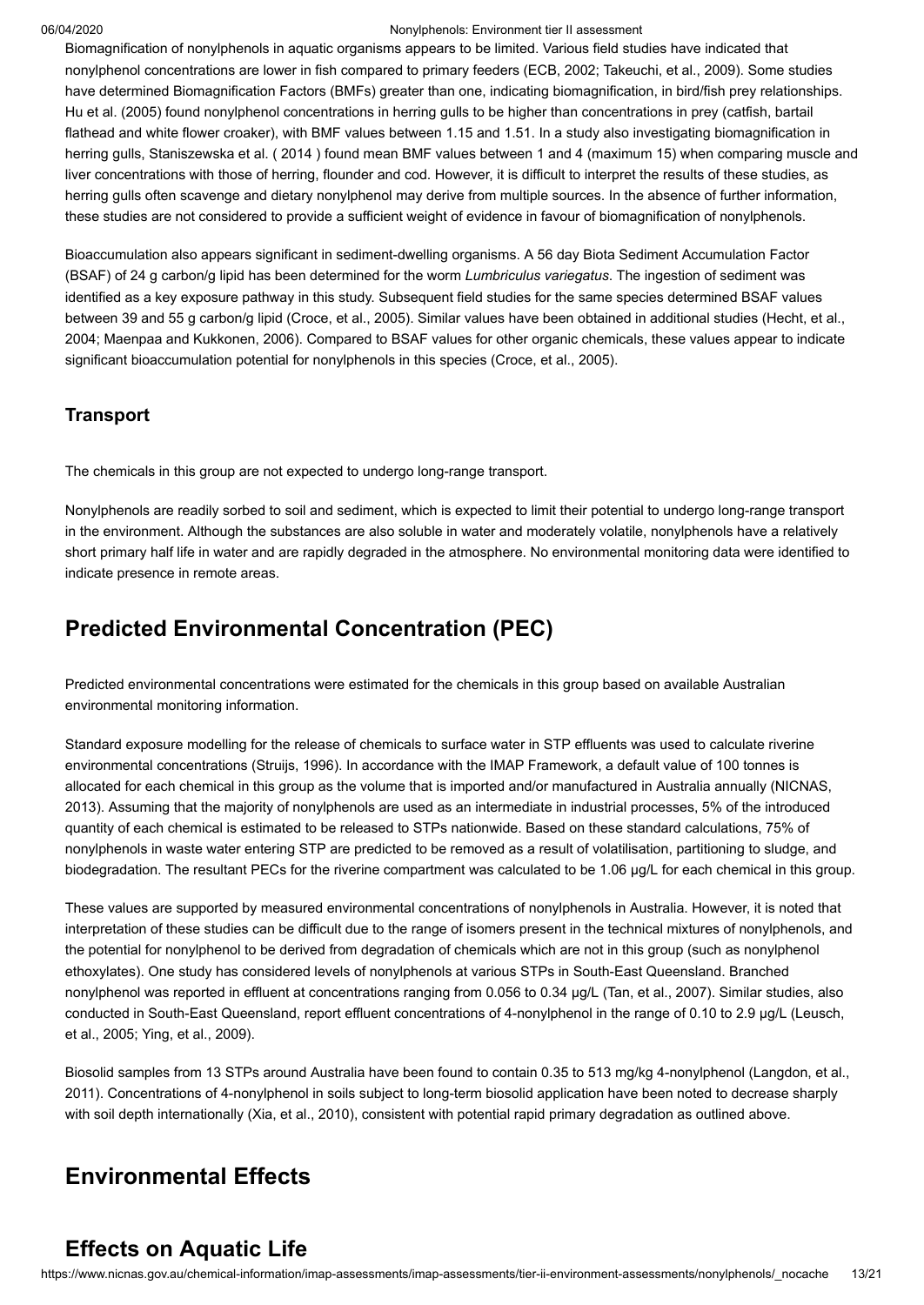Biomagnification of nonylphenols in aquatic organisms appears to be limited. Various field studies have indicated that nonylphenol concentrations are lower in fish compared to primary feeders (ECB, 2002; Takeuchi, et al., 2009). Some studies have determined Biomagnification Factors (BMFs) greater than one, indicating biomagnification, in bird/fish prey relationships. Hu et al. (2005) found nonylphenol concentrations in herring gulls to be higher than concentrations in prey (catfish, bartail flathead and white flower croaker), with BMF values between 1.15 and 1.51. In a study also investigating biomagnification in herring gulls, Staniszewska et al. ( 2014 ) found mean BMF values between 1 and 4 (maximum 15) when comparing muscle and liver concentrations with those of herring, flounder and cod. However, it is difficult to interpret the results of these studies, as herring gulls often scavenge and dietary nonylphenol may derive from multiple sources. In the absence of further information, these studies are not considered to provide a sufficient weight of evidence in favour of biomagnification of nonylphenols.

Bioaccumulation also appears significant in sediment-dwelling organisms. A 56 day Biota Sediment Accumulation Factor (BSAF) of 24 g carbon/g lipid has been determined for the worm *Lumbriculus variegatus*. The ingestion of sediment was identified as a key exposure pathway in this study. Subsequent field studies for the same species determined BSAF values between 39 and 55 g carbon/g lipid (Croce, et al., 2005). Similar values have been obtained in additional studies (Hecht, et al., 2004; Maenpaa and Kukkonen, 2006). Compared to BSAF values for other organic chemicals, these values appear to indicate significant bioaccumulation potential for nonylphenols in this species (Croce, et al., 2005).

### Transport

The chemicals in this group are not expected to undergo long-range transport.

Nonylphenols are readily sorbed to soil and sediment, which is expected to limit their potential to undergo long-range transport in the environment. Although the substances are also soluble in water and moderately volatile, nonylphenols have a relatively short primary half life in water and are rapidly degraded in the atmosphere. No environmental monitoring data were identified to indicate presence in remote areas.

## Predicted Environmental Concentration (PEC)

Predicted environmental concentrations were estimated for the chemicals in this group based on available Australian environmental monitoring information.

Standard exposure modelling for the release of chemicals to surface water in STP effluents was used to calculate riverine environmental concentrations (Struijs, 1996). In accordance with the IMAP Framework, a default value of 100 tonnes is allocated for each chemical in this group as the volume that is imported and/or manufactured in Australia annually (NICNAS, 2013). Assuming that the majority of nonylphenols are used as an intermediate in industrial processes, 5% of the introduced quantity of each chemical is estimated to be released to STPs nationwide. Based on these standard calculations, 75% of nonylphenols in waste water entering STP are predicted to be removed as a result of volatilisation, partitioning to sludge, and biodegradation. The resultant PECs for the riverine compartment was calculated to be 1.06 µg/L for each chemical in this group.

These values are supported by measured environmental concentrations of nonylphenols in Australia. However, it is noted that interpretation of these studies can be difficult due to the range of isomers present in the technical mixtures of nonylphenols, and the potential for nonylphenol to be derived from degradation of chemicals which are not in this group (such as nonylphenol ethoxylates). One study has considered levels of nonylphenols at various STPs in South-East Queensland. Branched nonylphenol was reported in effluent at concentrations ranging from 0.056 to 0.34 µg/L (Tan, et al., 2007). Similar studies, also conducted in South-East Queensland, report effluent concentrations of 4-nonylphenol in the range of 0.10 to 2.9 µg/L (Leusch, et al., 2005; Ying, et al., 2009).

Biosolid samples from 13 STPs around Australia have been found to contain 0.35 to 513 mg/kg 4-nonylphenol (Langdon, et al., 2011). Concentrations of 4-nonylphenol in soils subject to long-term biosolid application have been noted to decrease sharply with soil depth internationally (Xia, et al., 2010), consistent with potential rapid primary degradation as outlined above.

## Environmental Effects

## Effects on Aquatic Life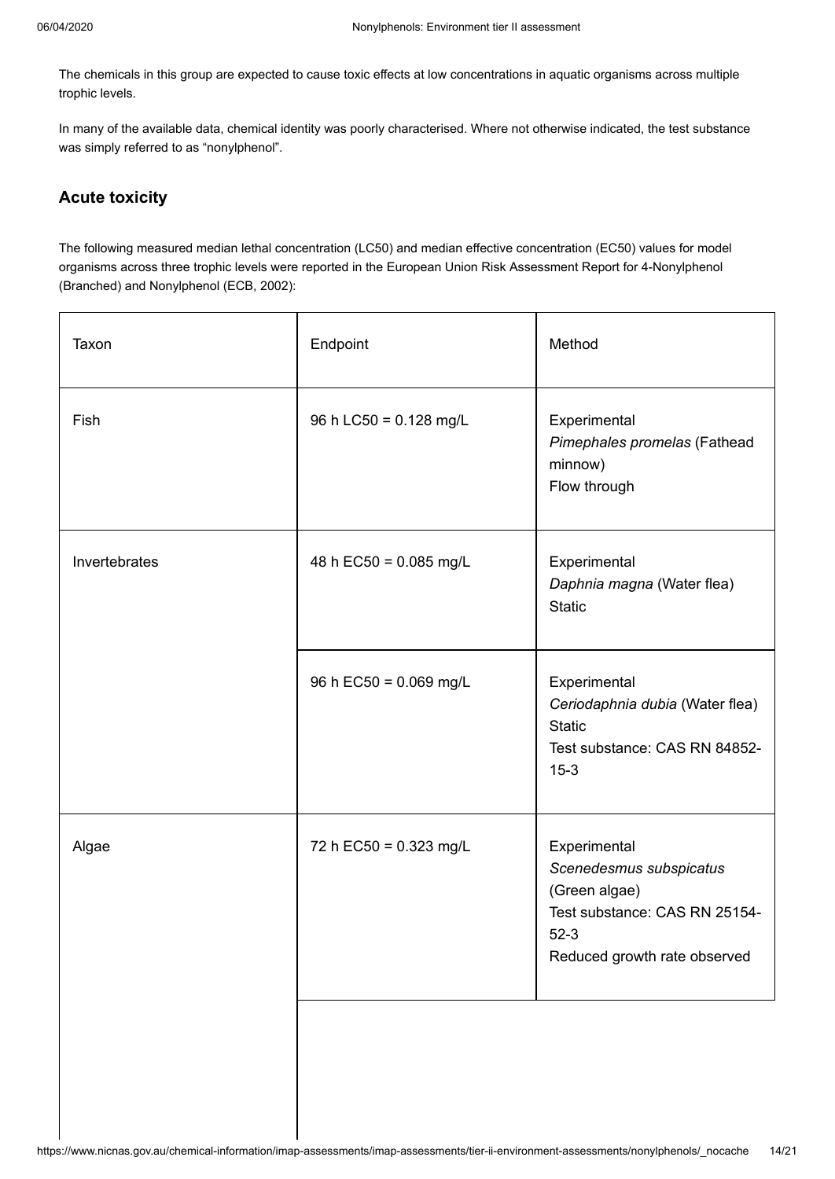The chemicals in this group are expected to cause toxic effects at low concentrations in aquatic organisms across multiple trophic levels.

In many of the available data, chemical identity was poorly characterised. Where not otherwise indicated, the test substance was simply referred to as "nonylphenol".

## Acute toxicity

The following measured median lethal concentration (LC50) and median effective concentration (EC50) values for model organisms across three trophic levels were reported in the European Union Risk Assessment Report for 4-Nonylphenol (Branched) and Nonylphenol (ECB, 2002):

| Taxon | Endpoint | Method |
|---|---|---|
| Fish | 96 h LC50 = 0.128 mg/L | Experimental<br>*Pimephales promelas* (Fathead minnow)<br>Flow through |
| Invertebrates | 48 h EC50 = 0.085 mg/L | Experimental<br>*Daphnia magna* (Water flea)<br>Static |
| | 96 h EC50 = 0.069 mg/L | Experimental<br>*Ceriodaphnia dubia* (Water flea)<br>Static<br>Test substance: CAS RN 84852-15-3 |
| Algae | 72 h EC50 = 0.323 mg/L | Experimental<br>*Scenedesmus subspicatus* (Green algae)<br>Test substance: CAS RN 25154-52-3<br>Reduced growth rate observed |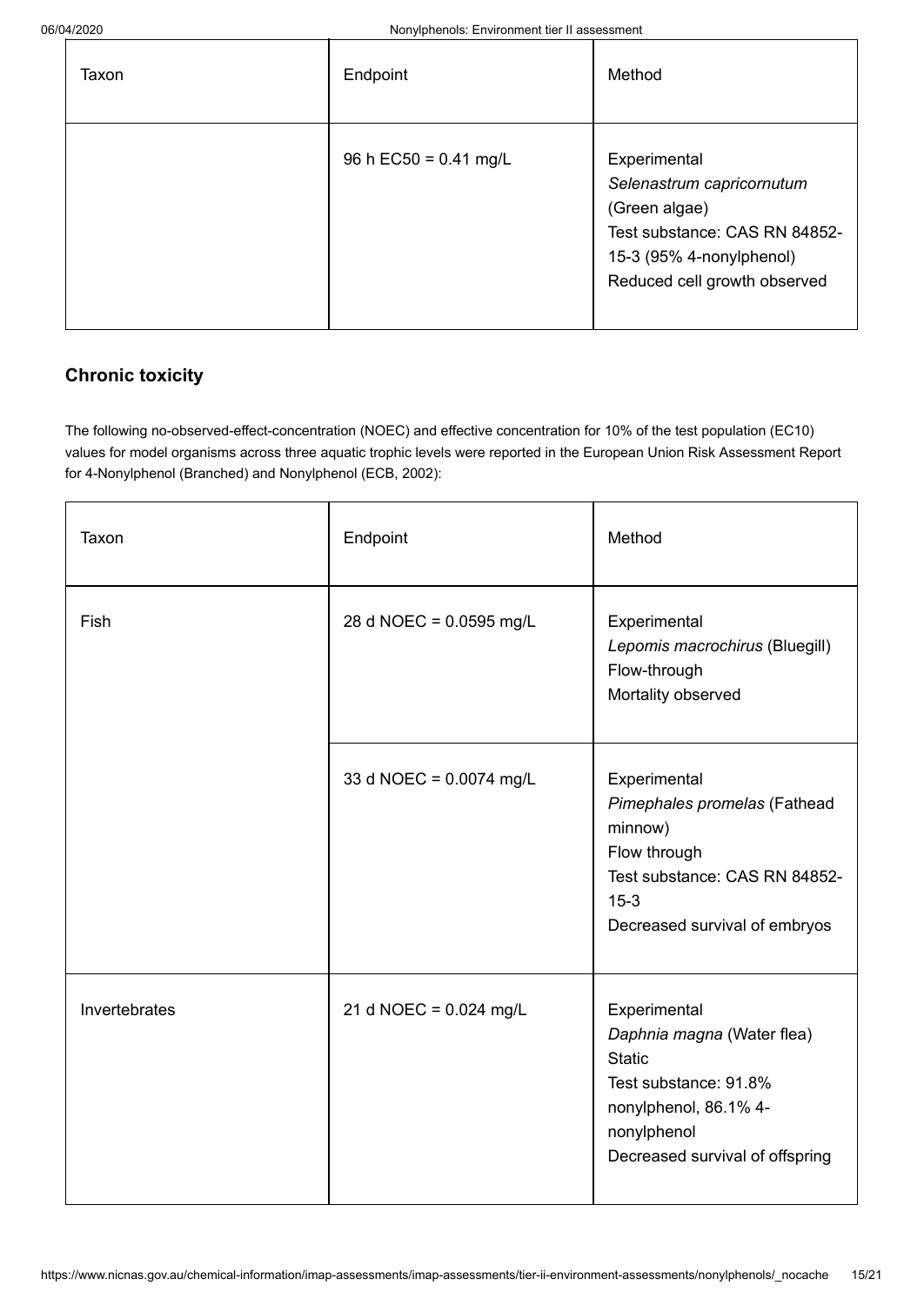| Taxon | Endpoint | Method |
| --- | --- | --- |
| | 96 h EC50 = 0.41 mg/L | Experimental<br>*Selenastrum capricornutum* (Green algae)<br>Test substance: CAS RN 84852-15-3 (95% 4-nonylphenol)<br>Reduced cell growth observed |

### Chronic toxicity

The following no-observed-effect-concentration (NOEC) and effective concentration for 10% of the test population (EC10) values for model organisms across three aquatic trophic levels were reported in the European Union Risk Assessment Report for 4-Nonylphenol (Branched) and Nonylphenol (ECB, 2002):

| Taxon | Endpoint | Method |
| --- | --- | --- |
| Fish | 28 d NOEC = 0.0595 mg/L | Experimental<br>*Lepomis macrochirus* (Bluegill)<br>Flow-through<br>Mortality observed |
| | 33 d NOEC = 0.0074 mg/L | Experimental<br>*Pimephales promelas* (Fathead minnow)<br>Flow through<br>Test substance: CAS RN 84852-15-3<br>Decreased survival of embryos |
| Invertebrates | 21 d NOEC = 0.024 mg/L | Experimental<br>*Daphnia magna* (Water flea)<br>Static<br>Test substance: 91.8% nonylphenol, 86.1% 4-nonylphenol<br>Decreased survival of offspring |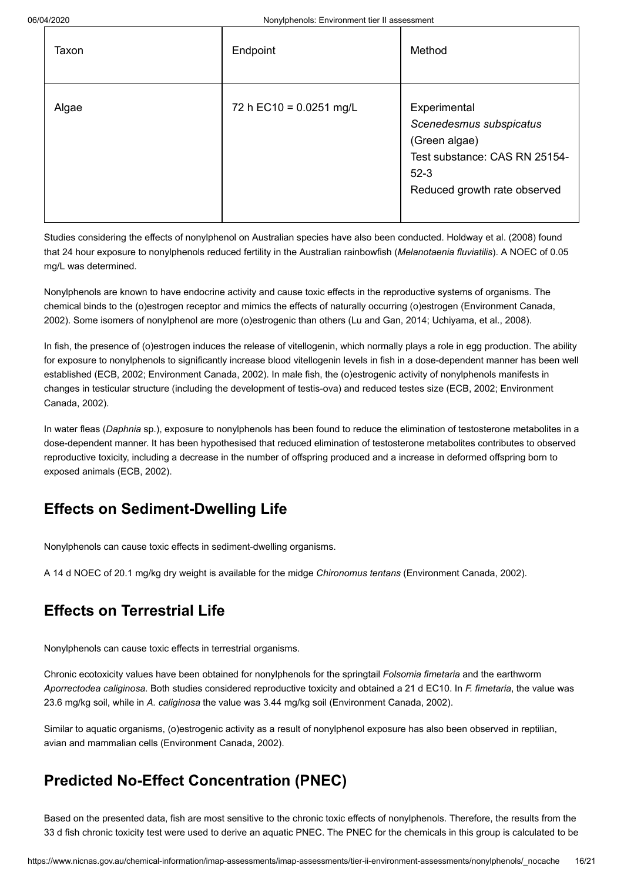| Taxon | Endpoint | Method |
|---|---|---|
| Algae | 72 h EC10 = 0.0251 mg/L | Experimental<br>*Scenedesmus subspicatus* (Green algae)<br>Test substance: CAS RN 25154-52-3<br>Reduced growth rate observed |

Studies considering the effects of nonylphenol on Australian species have also been conducted. Holdway et al. (2008) found that 24 hour exposure to nonylphenols reduced fertility in the Australian rainbowfish (*Melanotaenia fluviatilis*). A NOEC of 0.05 mg/L was determined.

Nonylphenols are known to have endocrine activity and cause toxic effects in the reproductive systems of organisms. The chemical binds to the (o)estrogen receptor and mimics the effects of naturally occurring (o)estrogen (Environment Canada, 2002). Some isomers of nonylphenol are more (o)estrogenic than others (Lu and Gan, 2014; Uchiyama, et al., 2008).

In fish, the presence of (o)estrogen induces the release of vitellogenin, which normally plays a role in egg production. The ability for exposure to nonylphenols to significantly increase blood vitellogenin levels in fish in a dose-dependent manner has been well established (ECB, 2002; Environment Canada, 2002). In male fish, the (o)estrogenic activity of nonylphenols manifests in changes in testicular structure (including the development of testis-ova) and reduced testes size (ECB, 2002; Environment Canada, 2002).

In water fleas (*Daphnia* sp.), exposure to nonylphenols has been found to reduce the elimination of testosterone metabolites in a dose-dependent manner. It has been hypothesised that reduced elimination of testosterone metabolites contributes to observed reproductive toxicity, including a decrease in the number of offspring produced and a increase in deformed offspring born to exposed animals (ECB, 2002).

## Effects on Sediment-Dwelling Life

Nonylphenols can cause toxic effects in sediment-dwelling organisms.

A 14 d NOEC of 20.1 mg/kg dry weight is available for the midge *Chironomus tentans* (Environment Canada, 2002).

## Effects on Terrestrial Life

Nonylphenols can cause toxic effects in terrestrial organisms.

Chronic ecotoxicity values have been obtained for nonylphenols for the springtail *Folsomia fimetaria* and the earthworm *Aporrectodea caliginosa*. Both studies considered reproductive toxicity and obtained a 21 d EC10. In *F. fimetaria*, the value was 23.6 mg/kg soil, while in *A. caliginosa* the value was 3.44 mg/kg soil (Environment Canada, 2002).

Similar to aquatic organisms, (o)estrogenic activity as a result of nonylphenol exposure has also been observed in reptilian, avian and mammalian cells (Environment Canada, 2002).

## Predicted No-Effect Concentration (PNEC)

Based on the presented data, fish are most sensitive to the chronic toxic effects of nonylphenols. Therefore, the results from the 33 d fish chronic toxicity test were used to derive an aquatic PNEC. The PNEC for the chemicals in this group is calculated to be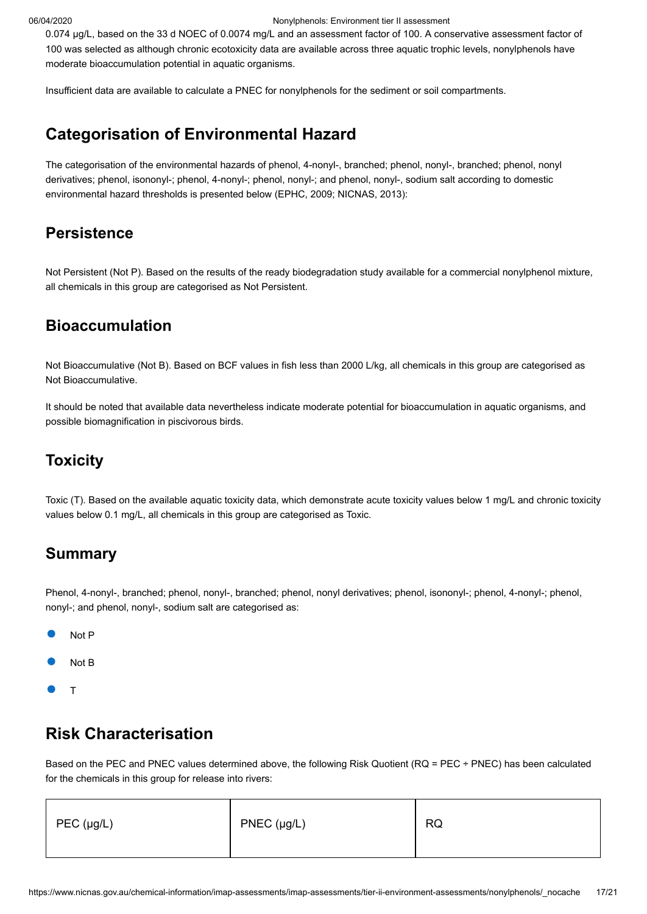0.074 µg/L, based on the 33 d NOEC of 0.0074 mg/L and an assessment factor of 100. A conservative assessment factor of 100 was selected as although chronic ecotoxicity data are available across three aquatic trophic levels, nonylphenols have moderate bioaccumulation potential in aquatic organisms.

Insufficient data are available to calculate a PNEC for nonylphenols for the sediment or soil compartments.

## Categorisation of Environmental Hazard

The categorisation of the environmental hazards of phenol, 4-nonyl-, branched; phenol, nonyl-, branched; phenol, nonyl derivatives; phenol, isononyl-; phenol, 4-nonyl-; phenol, nonyl-; and phenol, nonyl-, sodium salt according to domestic environmental hazard thresholds is presented below (EPHC, 2009; NICNAS, 2013):

### Persistence

Not Persistent (Not P). Based on the results of the ready biodegradation study available for a commercial nonylphenol mixture, all chemicals in this group are categorised as Not Persistent.

### Bioaccumulation

Not Bioaccumulative (Not B). Based on BCF values in fish less than 2000 L/kg, all chemicals in this group are categorised as Not Bioaccumulative.

It should be noted that available data nevertheless indicate moderate potential for bioaccumulation in aquatic organisms, and possible biomagnification in piscivorous birds.

### Toxicity

Toxic (T). Based on the available aquatic toxicity data, which demonstrate acute toxicity values below 1 mg/L and chronic toxicity values below 0.1 mg/L, all chemicals in this group are categorised as Toxic.

### Summary

Phenol, 4-nonyl-, branched; phenol, nonyl-, branched; phenol, nonyl derivatives; phenol, isononyl-; phenol, 4-nonyl-; phenol, nonyl-; and phenol, nonyl-, sodium salt are categorised as:

- Not P
- Not B
- T

## Risk Characterisation

Based on the PEC and PNEC values determined above, the following Risk Quotient (RQ = PEC ÷ PNEC) has been calculated for the chemicals in this group for release into rivers:

| PEC (µg/L) | PNEC (µg/L) | RQ |
|---|---|---|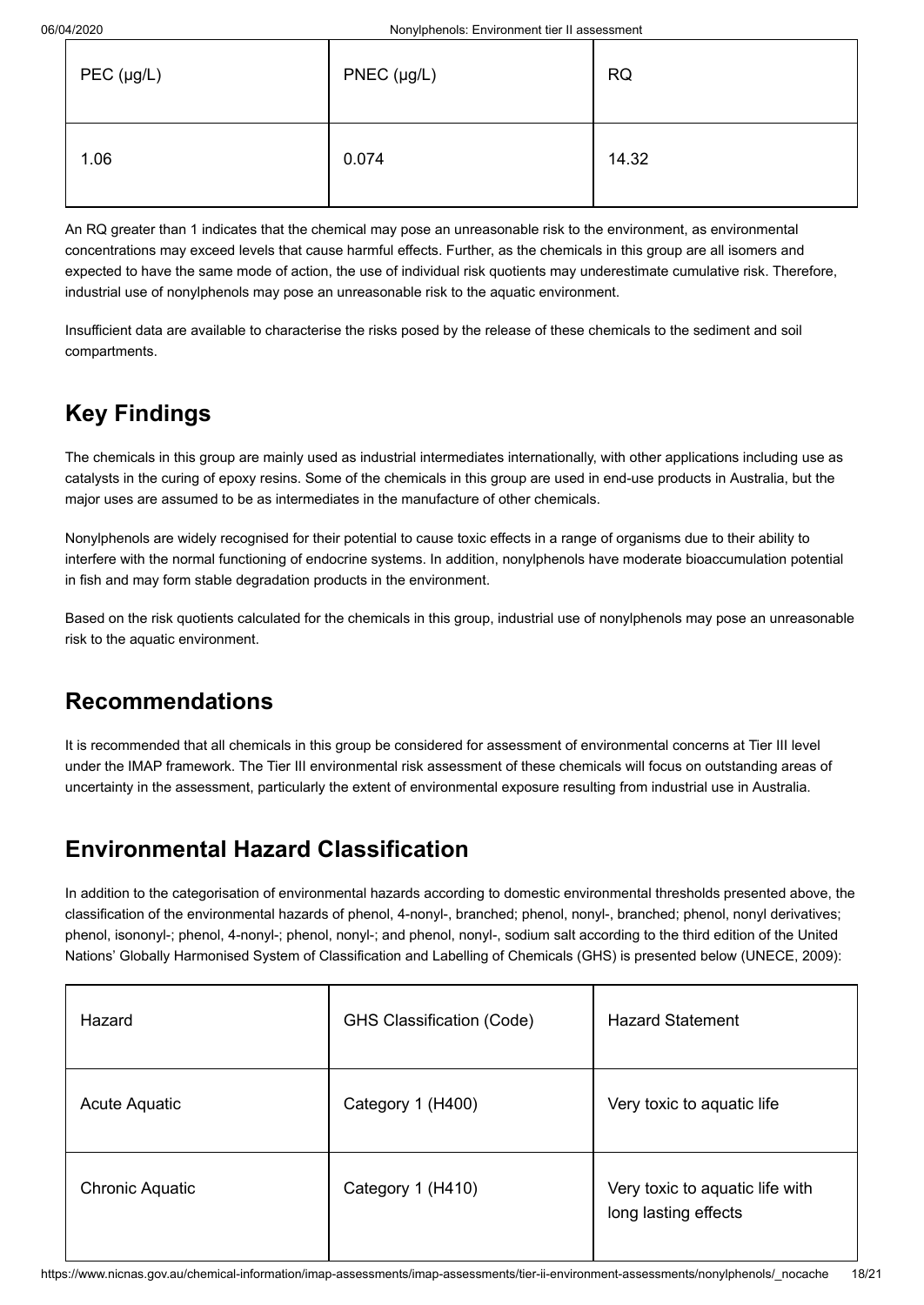| PEC (μg/L) | PNEC (μg/L) | RQ |
| --- | --- | --- |
| 1.06 | 0.074 | 14.32 |

An RQ greater than 1 indicates that the chemical may pose an unreasonable risk to the environment, as environmental concentrations may exceed levels that cause harmful effects. Further, as the chemicals in this group are all isomers and expected to have the same mode of action, the use of individual risk quotients may underestimate cumulative risk. Therefore, industrial use of nonylphenols may pose an unreasonable risk to the aquatic environment.

Insufficient data are available to characterise the risks posed by the release of these chemicals to the sediment and soil compartments.

## Key Findings

The chemicals in this group are mainly used as industrial intermediates internationally, with other applications including use as catalysts in the curing of epoxy resins. Some of the chemicals in this group are used in end-use products in Australia, but the major uses are assumed to be as intermediates in the manufacture of other chemicals.

Nonylphenols are widely recognised for their potential to cause toxic effects in a range of organisms due to their ability to interfere with the normal functioning of endocrine systems. In addition, nonylphenols have moderate bioaccumulation potential in fish and may form stable degradation products in the environment.

Based on the risk quotients calculated for the chemicals in this group, industrial use of nonylphenols may pose an unreasonable risk to the aquatic environment.

## Recommendations

It is recommended that all chemicals in this group be considered for assessment of environmental concerns at Tier III level under the IMAP framework. The Tier III environmental risk assessment of these chemicals will focus on outstanding areas of uncertainty in the assessment, particularly the extent of environmental exposure resulting from industrial use in Australia.

## Environmental Hazard Classification

In addition to the categorisation of environmental hazards according to domestic environmental thresholds presented above, the classification of the environmental hazards of phenol, 4-nonyl-, branched; phenol, nonyl-, branched; phenol, nonyl derivatives; phenol, isononyl-; phenol, 4-nonyl-; phenol, nonyl-; and phenol, nonyl-, sodium salt according to the third edition of the United Nations' Globally Harmonised System of Classification and Labelling of Chemicals (GHS) is presented below (UNECE, 2009):

| Hazard | GHS Classification (Code) | Hazard Statement |
| --- | --- | --- |
| Acute Aquatic | Category 1 (H400) | Very toxic to aquatic life |
| Chronic Aquatic | Category 1 (H410) | Very toxic to aquatic life with long lasting effects |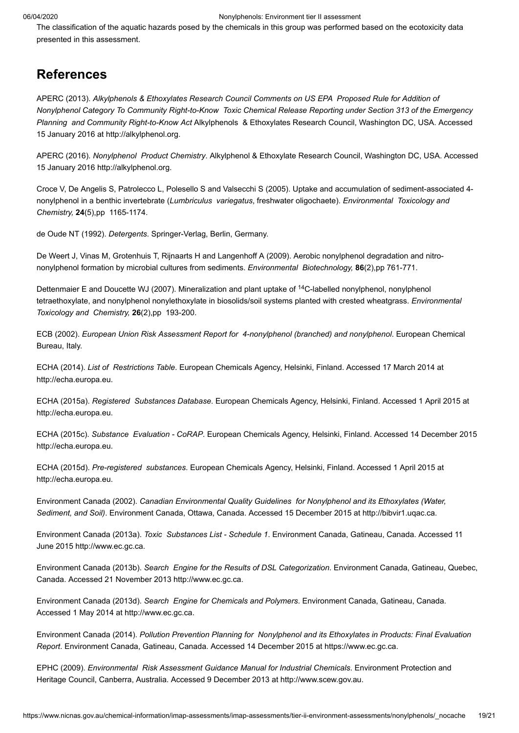The classification of the aquatic hazards posed by the chemicals in this group was performed based on the ecotoxicity data presented in this assessment.

## References

APERC (2013). *Alkylphenols & Ethoxylates Research Council Comments on US EPA Proposed Rule for Addition of Nonylphenol Category To Community Right-to-Know Toxic Chemical Release Reporting under Section 313 of the Emergency Planning and Community Right-to-Know Act* Alkylphenols & Ethoxylates Research Council, Washington DC, USA. Accessed 15 January 2016 at http://alkylphenol.org.

APERC (2016). *Nonylphenol Product Chemistry*. Alkylphenol & Ethoxylate Research Council, Washington DC, USA. Accessed 15 January 2016 http://alkylphenol.org.

Croce V, De Angelis S, Patrolecco L, Polesello S and Valsecchi S (2005). Uptake and accumulation of sediment-associated 4-nonylphenol in a benthic invertebrate (*Lumbriculus variegatus*, freshwater oligochaete). *Environmental Toxicology and Chemistry,* **24**(5),pp 1165-1174.

de Oude NT (1992). *Detergents*. Springer-Verlag, Berlin, Germany.

De Weert J, Vinas M, Grotenhuis T, Rijnaarts H and Langenhoff A (2009). Aerobic nonylphenol degradation and nitro-nonylphenol formation by microbial cultures from sediments. *Environmental Biotechnology,* **86**(2),pp 761-771.

Dettenmaier E and Doucette WJ (2007). Mineralization and plant uptake of $^{14}C$-labelled nonylphenol, nonylphenol tetraethoxylate, and nonylphenol nonylethoxylate in biosolids/soil systems planted with crested wheatgrass. *Environmental Toxicology and Chemistry,* **26**(2),pp 193-200.

ECB (2002). *European Union Risk Assessment Report for 4-nonylphenol (branched) and nonylphenol*. European Chemical Bureau, Italy.

ECHA (2014). *List of Restrictions Table*. European Chemicals Agency, Helsinki, Finland. Accessed 17 March 2014 at http://echa.europa.eu.

ECHA (2015a). *Registered Substances Database*. European Chemicals Agency, Helsinki, Finland. Accessed 1 April 2015 at http://echa.europa.eu.

ECHA (2015c). *Substance Evaluation - CoRAP*. European Chemicals Agency, Helsinki, Finland. Accessed 14 December 2015 http://echa.europa.eu.

ECHA (2015d). *Pre-registered substances*. European Chemicals Agency, Helsinki, Finland. Accessed 1 April 2015 at http://echa.europa.eu.

Environment Canada (2002). *Canadian Environmental Quality Guidelines for Nonylphenol and its Ethoxylates (Water, Sediment, and Soil)*. Environment Canada, Ottawa, Canada. Accessed 15 December 2015 at http://bibvir1.uqac.ca.

Environment Canada (2013a). *Toxic Substances List - Schedule 1*. Environment Canada, Gatineau, Canada. Accessed 11 June 2015 http://www.ec.gc.ca.

Environment Canada (2013b). *Search Engine for the Results of DSL Categorization*. Environment Canada, Gatineau, Quebec, Canada. Accessed 21 November 2013 http://www.ec.gc.ca.

Environment Canada (2013d). *Search Engine for Chemicals and Polymers*. Environment Canada, Gatineau, Canada. Accessed 1 May 2014 at http://www.ec.gc.ca.

Environment Canada (2014). *Pollution Prevention Planning for Nonylphenol and its Ethoxylates in Products: Final Evaluation Report*. Environment Canada, Gatineau, Canada. Accessed 14 December 2015 at https://www.ec.gc.ca.

EPHC (2009). *Environmental Risk Assessment Guidance Manual for Industrial Chemicals*. Environment Protection and Heritage Council, Canberra, Australia. Accessed 9 December 2013 at http://www.scew.gov.au.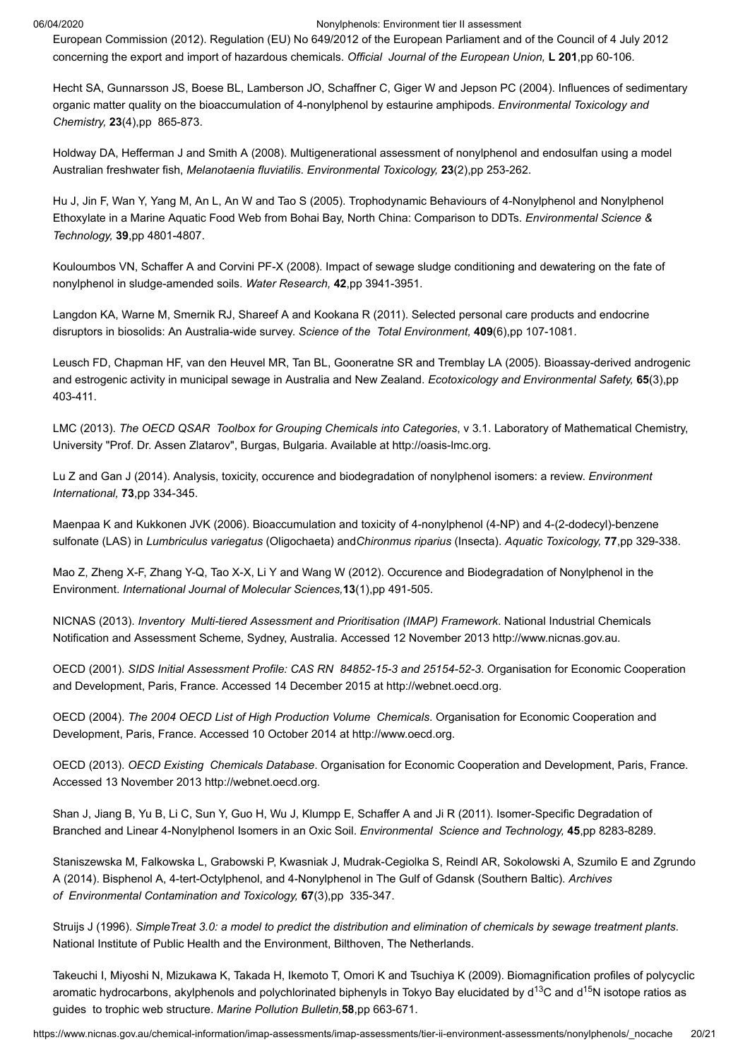European Commission (2012). Regulation (EU) No 649/2012 of the European Parliament and of the Council of 4 July 2012 concerning the export and import of hazardous chemicals. *Official Journal of the European Union,* **L 201**,pp 60-106.

Hecht SA, Gunnarsson JS, Boese BL, Lamberson JO, Schaffner C, Giger W and Jepson PC (2004). Influences of sedimentary organic matter quality on the bioaccumulation of 4-nonylphenol by estaurine amphipods. *Environmental Toxicology and Chemistry,* **23**(4),pp 865-873.

Holdway DA, Hefferman J and Smith A (2008). Multigenerational assessment of nonylphenol and endosulfan using a model Australian freshwater fish, *Melanotaenia fluviatilis. Environmental Toxicology,* **23**(2),pp 253-262.

Hu J, Jin F, Wan Y, Yang M, An L, An W and Tao S (2005). Trophodynamic Behaviours of 4-Nonylphenol and Nonylphenol Ethoxylate in a Marine Aquatic Food Web from Bohai Bay, North China: Comparison to DDTs. *Environmental Science & Technology,* **39**,pp 4801-4807.

Kouloumbos VN, Schaffer A and Corvini PF-X (2008). Impact of sewage sludge conditioning and dewatering on the fate of nonylphenol in sludge-amended soils. *Water Research,* **42**,pp 3941-3951.

Langdon KA, Warne M, Smernik RJ, Shareef A and Kookana R (2011). Selected personal care products and endocrine disruptors in biosolids: An Australia-wide survey. *Science of the Total Environment,* **409**(6),pp 107-1081.

Leusch FD, Chapman HF, van den Heuvel MR, Tan BL, Gooneratne SR and Tremblay LA (2005). Bioassay-derived androgenic and estrogenic activity in municipal sewage in Australia and New Zealand. *Ecotoxicology and Environmental Safety,* **65**(3),pp 403-411.

LMC (2013). *The OECD QSAR Toolbox for Grouping Chemicals into Categories*, v 3.1. Laboratory of Mathematical Chemistry, University "Prof. Dr. Assen Zlatarov", Burgas, Bulgaria. Available at http://oasis-lmc.org.

Lu Z and Gan J (2014). Analysis, toxicity, occurence and biodegradation of nonylphenol isomers: a review. *Environment International,* **73**,pp 334-345.

Maenpaa K and Kukkonen JVK (2006). Bioaccumulation and toxicity of 4-nonylphenol (4-NP) and 4-(2-dodecyl)-benzene sulfonate (LAS) in *Lumbriculus variegatus* (Oligochaeta) and*Chironmus riparius* (Insecta). *Aquatic Toxicology,* **77**,pp 329-338.

Mao Z, Zheng X-F, Zhang Y-Q, Tao X-X, Li Y and Wang W (2012). Occurence and Biodegradation of Nonylphenol in the Environment. *International Journal of Molecular Sciences,***13**(1),pp 491-505.

NICNAS (2013). *Inventory Multi-tiered Assessment and Prioritisation (IMAP) Framework*. National Industrial Chemicals Notification and Assessment Scheme, Sydney, Australia. Accessed 12 November 2013 http://www.nicnas.gov.au.

OECD (2001). *SIDS Initial Assessment Profile: CAS RN 84852-15-3 and 25154-52-3*. Organisation for Economic Cooperation and Development, Paris, France. Accessed 14 December 2015 at http://webnet.oecd.org.

OECD (2004). *The 2004 OECD List of High Production Volume Chemicals*. Organisation for Economic Cooperation and Development, Paris, France. Accessed 10 October 2014 at http://www.oecd.org.

OECD (2013). *OECD Existing Chemicals Database*. Organisation for Economic Cooperation and Development, Paris, France. Accessed 13 November 2013 http://webnet.oecd.org.

Shan J, Jiang B, Yu B, Li C, Sun Y, Guo H, Wu J, Klumpp E, Schaffer A and Ji R (2011). Isomer-Specific Degradation of Branched and Linear 4-Nonylphenol Isomers in an Oxic Soil. *Environmental Science and Technology,* **45**,pp 8283-8289.

Staniszewska M, Falkowska L, Grabowski P, Kwasniak J, Mudrak-Cegiolka S, Reindl AR, Sokolowski A, Szumilo E and Zgrundo A (2014). Bisphenol A, 4-tert-Octylphenol, and 4-Nonylphenol in The Gulf of Gdansk (Southern Baltic). *Archives of Environmental Contamination and Toxicology,* **67**(3),pp 335-347.

Struijs J (1996). *SimpleTreat 3.0: a model to predict the distribution and elimination of chemicals by sewage treatment plants*. National Institute of Public Health and the Environment, Bilthoven, The Netherlands.

Takeuchi I, Miyoshi N, Mizukawa K, Takada H, Ikemoto T, Omori K and Tsuchiya K (2009). Biomagnification profiles of polycyclic aromatic hydrocarbons, akylphenols and polychlorinated biphenyls in Tokyo Bay elucidated by d$^{13}$C and d$^{15}$N isotope ratios as guides to trophic web structure. *Marine Pollution Bulletin,***58**,pp 663-671.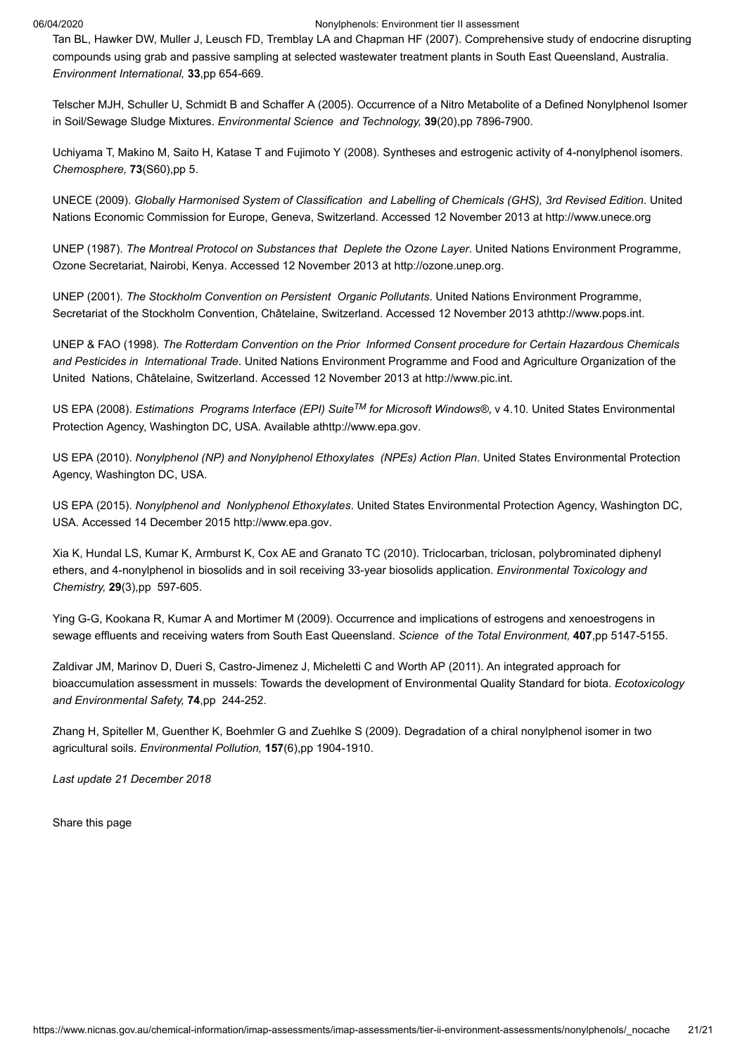Tan BL, Hawker DW, Muller J, Leusch FD, Tremblay LA and Chapman HF (2007). Comprehensive study of endocrine disrupting compounds using grab and passive sampling at selected wastewater treatment plants in South East Queensland, Australia. *Environment International,* **33**,pp 654-669.

Telscher MJH, Schuller U, Schmidt B and Schaffer A (2005). Occurrence of a Nitro Metabolite of a Defined Nonylphenol Isomer in Soil/Sewage Sludge Mixtures. *Environmental Science and Technology,* **39**(20),pp 7896-7900.

Uchiyama T, Makino M, Saito H, Katase T and Fujimoto Y (2008). Syntheses and estrogenic activity of 4-nonylphenol isomers. *Chemosphere,* **73**(S60),pp 5.

UNECE (2009). *Globally Harmonised System of Classification and Labelling of Chemicals (GHS), 3rd Revised Edition*. United Nations Economic Commission for Europe, Geneva, Switzerland. Accessed 12 November 2013 at http://www.unece.org

UNEP (1987). *The Montreal Protocol on Substances that Deplete the Ozone Layer*. United Nations Environment Programme, Ozone Secretariat, Nairobi, Kenya. Accessed 12 November 2013 at http://ozone.unep.org.

UNEP (2001). *The Stockholm Convention on Persistent Organic Pollutants*. United Nations Environment Programme, Secretariat of the Stockholm Convention, Châtelaine, Switzerland. Accessed 12 November 2013 athttp://www.pops.int.

UNEP & FAO (1998). *The Rotterdam Convention on the Prior Informed Consent procedure for Certain Hazardous Chemicals and Pesticides in International Trade*. United Nations Environment Programme and Food and Agriculture Organization of the United Nations, Châtelaine, Switzerland. Accessed 12 November 2013 at http://www.pic.int.

US EPA (2008). *Estimations Programs Interface (EPI) Suite™ for Microsoft Windows®*, v 4.10. United States Environmental Protection Agency, Washington DC, USA. Available athttp://www.epa.gov.

US EPA (2010). *Nonylphenol (NP) and Nonylphenol Ethoxylates (NPEs) Action Plan*. United States Environmental Protection Agency, Washington DC, USA.

US EPA (2015). *Nonylphenol and Nonlyphenol Ethoxylates*. United States Environmental Protection Agency, Washington DC, USA. Accessed 14 December 2015 http://www.epa.gov.

Xia K, Hundal LS, Kumar K, Armburst K, Cox AE and Granato TC (2010). Triclocarban, triclosan, polybrominated diphenyl ethers, and 4-nonylphenol in biosolids and in soil receiving 33-year biosolids application. *Environmental Toxicology and Chemistry,* **29**(3),pp 597-605.

Ying G-G, Kookana R, Kumar A and Mortimer M (2009). Occurrence and implications of estrogens and xenoestrogens in sewage effluents and receiving waters from South East Queensland. *Science of the Total Environment,* **407**,pp 5147-5155.

Zaldivar JM, Marinov D, Dueri S, Castro-Jimenez J, Micheletti C and Worth AP (2011). An integrated approach for bioaccumulation assessment in mussels: Towards the development of Environmental Quality Standard for biota. *Ecotoxicology and Environmental Safety,* **74**,pp 244-252.

Zhang H, Spiteller M, Guenther K, Boehmler G and Zuehlke S (2009). Degradation of a chiral nonylphenol isomer in two agricultural soils. *Environmental Pollution,* **157**(6),pp 1904-1910.

*Last update 21 December 2018*

Share this page